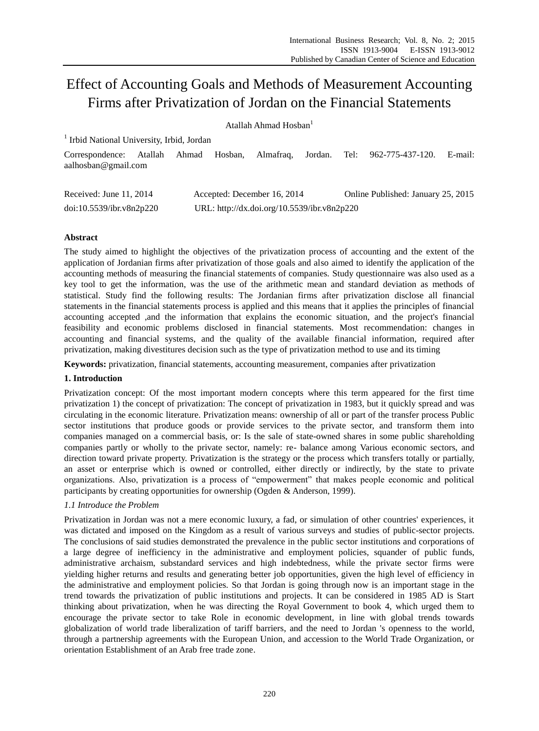# Effect of Accounting Goals and Methods of Measurement Accounting Firms after Privatization of Jordan on the Financial Statements

Atallah Ahmad Hosban[1]

[1] Irbid National University, Irbid, Jordan

Correspondence: Atallah Ahmad Hosban, Almafraq, Jordan. Tel: 962-775-437-120. E-mail: aalhosban@gmail.com

Received: June 11, 2014 Accepted: December 16, 2014 Online Published: January 25, 2015

doi:10.5539/ibr.v8n2p220 URL: http://dx.doi.org/10.5539/ibr.v8n2p220

## Abstract

The study aimed to highlight the objectives of the privatization process of accounting and the extent of the application of Jordanian firms after privatization of those goals and also aimed to identify the application of the accounting methods of measuring the financial statements of companies. Study questionnaire was also used as a key tool to get the information, was the use of the arithmetic mean and standard deviation as methods of statistical. Study find the following results: The Jordanian firms after privatization disclose all financial statements in the financial statements process is applied and this means that it applies the principles of financial accounting accepted ,and the information that explains the economic situation, and the project's financial feasibility and economic problems disclosed in financial statements. Most recommendation: changes in accounting and financial systems, and the quality of the available financial information, required after privatization, making divestitures decision such as the type of privatization method to use and its timing

**Keywords:** privatization, financial statements, accounting measurement, companies after privatization

## 1. Introduction

Privatization concept: Of the most important modern concepts where this term appeared for the first time privatization 1) the concept of privatization: The concept of privatization in 1983, but it quickly spread and was circulating in the economic literature. Privatization means: ownership of all or part of the transfer process Public sector institutions that produce goods or provide services to the private sector, and transform them into companies managed on a commercial basis, or: Is the sale of state-owned shares in some public shareholding companies partly or wholly to the private sector, namely: re- balance among Various economic sectors, and direction toward private property. Privatization is the strategy or the process which transfers totally or partially, an asset or enterprise which is owned or controlled, either directly or indirectly, by the state to private organizations. Also, privatization is a process of "empowerment" that makes people economic and political participants by creating opportunities for ownership (Ogden & Anderson, 1999).

### *1.1 Introduce the Problem*

Privatization in Jordan was not a mere economic luxury, a fad, or simulation of other countries' experiences, it was dictated and imposed on the Kingdom as a result of various surveys and studies of public-sector projects. The conclusions of said studies demonstrated the prevalence in the public sector institutions and corporations of a large degree of inefficiency in the administrative and employment policies, squander of public funds, administrative archaism, substandard services and high indebtedness, while the private sector firms were yielding higher returns and results and generating better job opportunities, given the high level of efficiency in the administrative and employment policies. So that Jordan is going through now is an important stage in the trend towards the privatization of public institutions and projects. It can be considered in 1985 AD is Start thinking about privatization, when he was directing the Royal Government to book 4, which urged them to encourage the private sector to take Role in economic development, in line with global trends towards globalization of world trade liberalization of tariff barriers, and the need to Jordan 's openness to the world, through a partnership agreements with the European Union, and accession to the World Trade Organization, or orientation Establishment of an Arab free trade zone.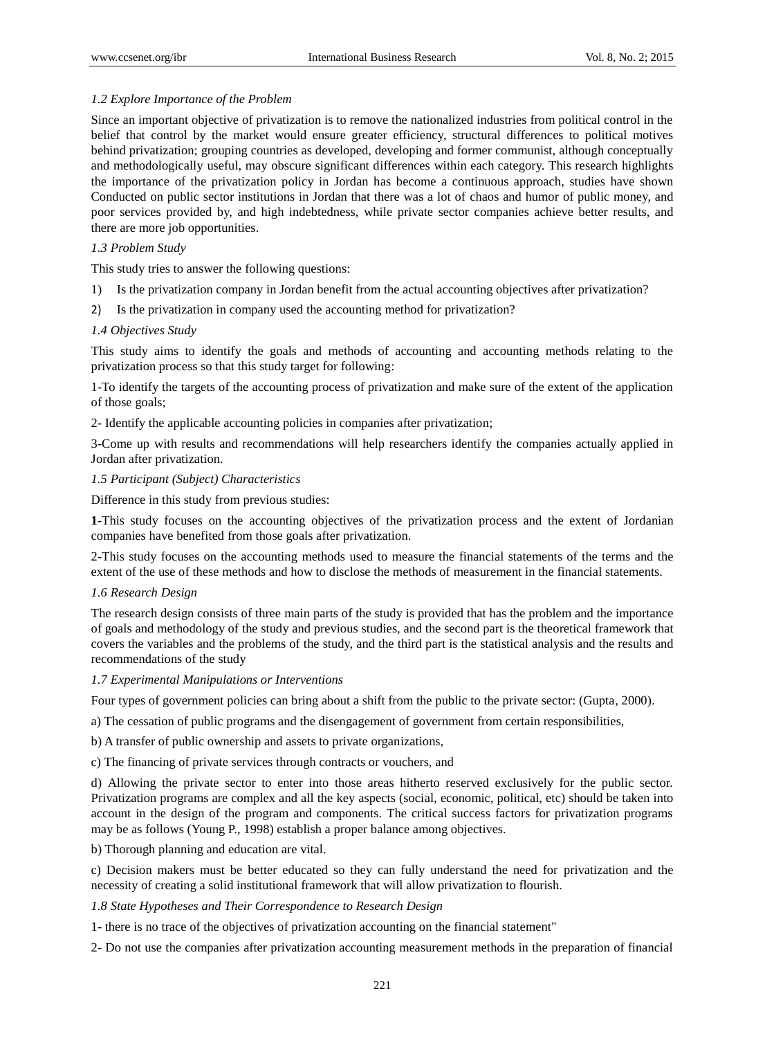### *1.2 Explore Importance of the Problem*

Since an important objective of privatization is to remove the nationalized industries from political control in the belief that control by the market would ensure greater efficiency, structural differences to political motives behind privatization; grouping countries as developed, developing and former communist, although conceptually and methodologically useful, may obscure significant differences within each category. This research highlights the importance of the privatization policy in Jordan has become a continuous approach, studies have shown Conducted on public sector institutions in Jordan that there was a lot of chaos and humor of public money, and poor services provided by, and high indebtedness, while private sector companies achieve better results, and there are more job opportunities.

### *1.3 Problem Study*

This study tries to answer the following questions:

1) Is the privatization company in Jordan benefit from the actual accounting objectives after privatization?

2) Is the privatization in company used the accounting method for privatization?

### *1.4 Objectives Study*

This study aims to identify the goals and methods of accounting and accounting methods relating to the privatization process so that this study target for following:

1-To identify the targets of the accounting process of privatization and make sure of the extent of the application of those goals;

2- Identify the applicable accounting policies in companies after privatization;

3-Come up with results and recommendations will help researchers identify the companies actually applied in Jordan after privatization.

### *1.5 Participant (Subject) Characteristics*

Difference in this study from previous studies:

**1**-This study focuses on the accounting objectives of the privatization process and the extent of Jordanian companies have benefited from those goals after privatization.

2-This study focuses on the accounting methods used to measure the financial statements of the terms and the extent of the use of these methods and how to disclose the methods of measurement in the financial statements.

### *1.6 Research Design*

The research design consists of three main parts of the study is provided that has the problem and the importance of goals and methodology of the study and previous studies, and the second part is the theoretical framework that covers the variables and the problems of the study, and the third part is the statistical analysis and the results and recommendations of the study

### *1.7 Experimental Manipulations or Interventions*

Four types of government policies can bring about a shift from the public to the private sector: (Gupta, 2000).

a) The cessation of public programs and the disengagement of government from certain responsibilities,

b) A transfer of public ownership and assets to private organizations,

c) The financing of private services through contracts or vouchers, and

d) Allowing the private sector to enter into those areas hitherto reserved exclusively for the public sector. Privatization programs are complex and all the key aspects (social, economic, political, etc) should be taken into account in the design of the program and components. The critical success factors for privatization programs may be as follows (Young P., 1998) establish a proper balance among objectives.

b) Thorough planning and education are vital.

c) Decision makers must be better educated so they can fully understand the need for privatization and the necessity of creating a solid institutional framework that will allow privatization to flourish.

### *1.8 State Hypotheses and Their Correspondence to Research Design*

1- there is no trace of the objectives of privatization accounting on the financial statement"

2- Do not use the companies after privatization accounting measurement methods in the preparation of financial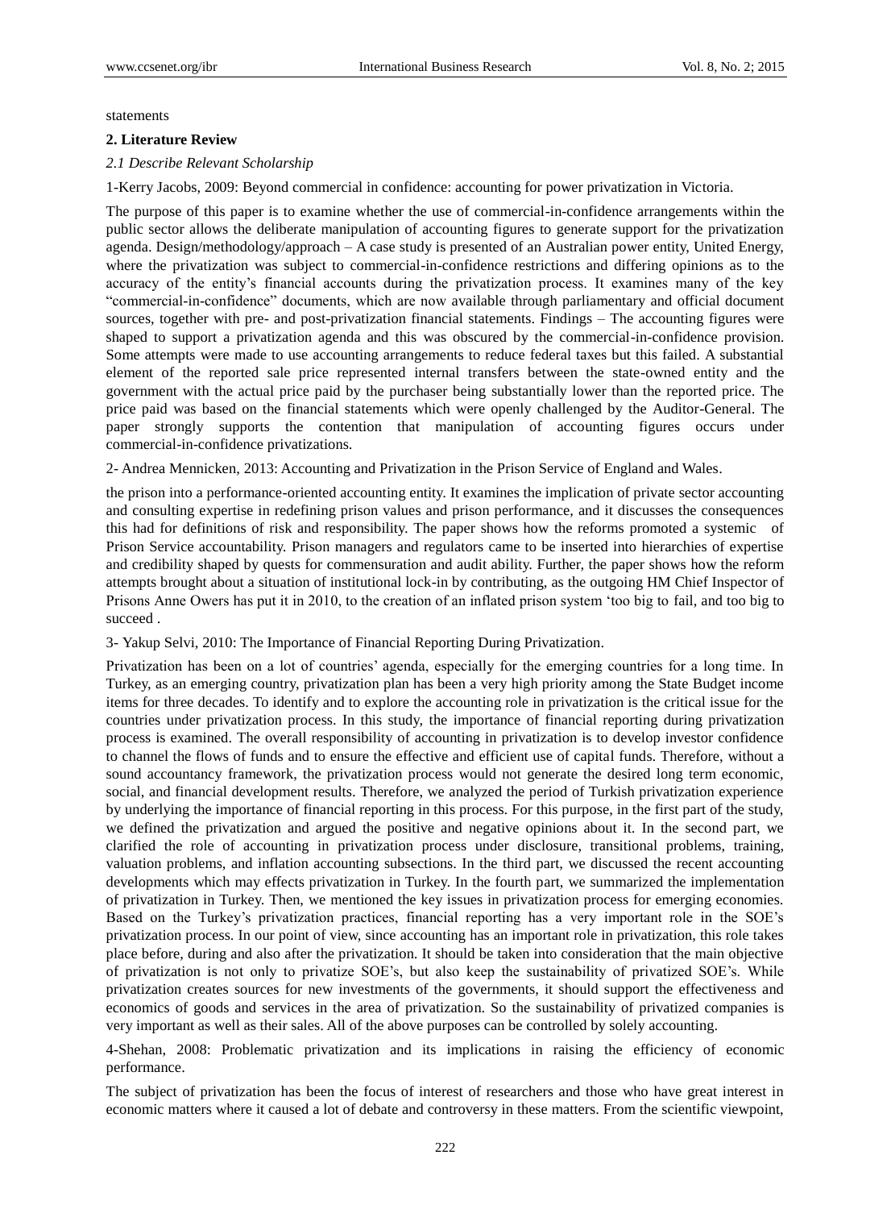statements

## 2. Literature Review

### *2.1 Describe Relevant Scholarship*

1-Kerry Jacobs, 2009: Beyond commercial in confidence: accounting for power privatization in Victoria.

The purpose of this paper is to examine whether the use of commercial-in-confidence arrangements within the public sector allows the deliberate manipulation of accounting figures to generate support for the privatization agenda. Design/methodology/approach – A case study is presented of an Australian power entity, United Energy, where the privatization was subject to commercial-in-confidence restrictions and differing opinions as to the accuracy of the entity's financial accounts during the privatization process. It examines many of the key "commercial-in-confidence" documents, which are now available through parliamentary and official document sources, together with pre- and post-privatization financial statements. Findings – The accounting figures were shaped to support a privatization agenda and this was obscured by the commercial-in-confidence provision. Some attempts were made to use accounting arrangements to reduce federal taxes but this failed. A substantial element of the reported sale price represented internal transfers between the state-owned entity and the government with the actual price paid by the purchaser being substantially lower than the reported price. The price paid was based on the financial statements which were openly challenged by the Auditor-General. The paper strongly supports the contention that manipulation of accounting figures occurs under commercial-in-confidence privatizations.

2- Andrea Mennicken, 2013: Accounting and Privatization in the Prison Service of England and Wales.

the prison into a performance-oriented accounting entity. It examines the implication of private sector accounting and consulting expertise in redefining prison values and prison performance, and it discusses the consequences this had for definitions of risk and responsibility. The paper shows how the reforms promoted a systemic of Prison Service accountability. Prison managers and regulators came to be inserted into hierarchies of expertise and credibility shaped by quests for commensuration and audit ability. Further, the paper shows how the reform attempts brought about a situation of institutional lock-in by contributing, as the outgoing HM Chief Inspector of Prisons Anne Owers has put it in 2010, to the creation of an inflated prison system 'too big to fail, and too big to succeed .

3- Yakup Selvi, 2010: The Importance of Financial Reporting During Privatization.

Privatization has been on a lot of countries' agenda, especially for the emerging countries for a long time. In Turkey, as an emerging country, privatization plan has been a very high priority among the State Budget income items for three decades. To identify and to explore the accounting role in privatization is the critical issue for the countries under privatization process. In this study, the importance of financial reporting during privatization process is examined. The overall responsibility of accounting in privatization is to develop investor confidence to channel the flows of funds and to ensure the effective and efficient use of capital funds. Therefore, without a sound accountancy framework, the privatization process would not generate the desired long term economic, social, and financial development results. Therefore, we analyzed the period of Turkish privatization experience by underlying the importance of financial reporting in this process. For this purpose, in the first part of the study, we defined the privatization and argued the positive and negative opinions about it. In the second part, we clarified the role of accounting in privatization process under disclosure, transitional problems, training, valuation problems, and inflation accounting subsections. In the third part, we discussed the recent accounting developments which may effects privatization in Turkey. In the fourth part, we summarized the implementation of privatization in Turkey. Then, we mentioned the key issues in privatization process for emerging economies. Based on the Turkey's privatization practices, financial reporting has a very important role in the SOE's privatization process. In our point of view, since accounting has an important role in privatization, this role takes place before, during and also after the privatization. It should be taken into consideration that the main objective of privatization is not only to privatize SOE's, but also keep the sustainability of privatized SOE's. While privatization creates sources for new investments of the governments, it should support the effectiveness and economics of goods and services in the area of privatization. So the sustainability of privatized companies is very important as well as their sales. All of the above purposes can be controlled by solely accounting.

4-Shehan, 2008: Problematic privatization and its implications in raising the efficiency of economic performance.

The subject of privatization has been the focus of interest of researchers and those who have great interest in economic matters where it caused a lot of debate and controversy in these matters. From the scientific viewpoint,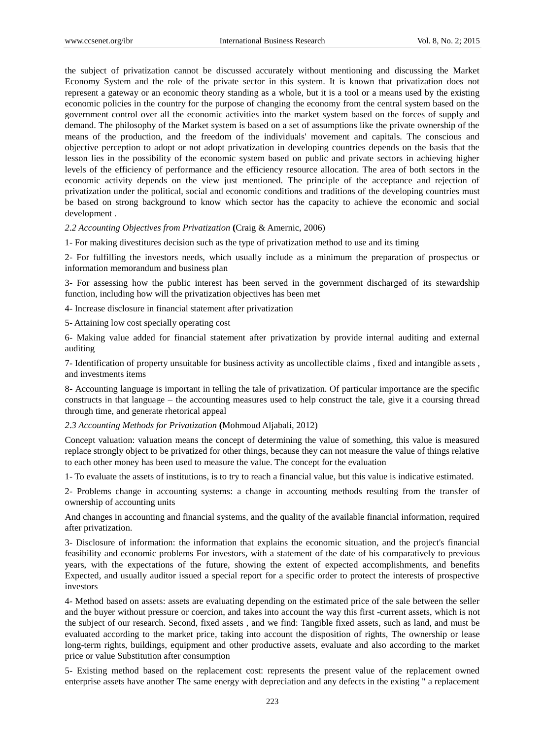the subject of privatization cannot be discussed accurately without mentioning and discussing the Market Economy System and the role of the private sector in this system. It is known that privatization does not represent a gateway or an economic theory standing as a whole, but it is a tool or a means used by the existing economic policies in the country for the purpose of changing the economy from the central system based on the government control over all the economic activities into the market system based on the forces of supply and demand. The philosophy of the Market system is based on a set of assumptions like the private ownership of the means of the production, and the freedom of the individuals' movement and capitals. The conscious and objective perception to adopt or not adopt privatization in developing countries depends on the basis that the lesson lies in the possibility of the economic system based on public and private sectors in achieving higher levels of the efficiency of performance and the efficiency resource allocation. The area of both sectors in the economic activity depends on the view just mentioned. The principle of the acceptance and rejection of privatization under the political, social and economic conditions and traditions of the developing countries must be based on strong background to know which sector has the capacity to achieve the economic and social development .

*2.2 Accounting Objectives from Privatization* **(**Craig & Amernic, 2006)

1- For making divestitures decision such as the type of privatization method to use and its timing

2- For fulfilling the investors needs, which usually include as a minimum the preparation of prospectus or information memorandum and business plan

3- For assessing how the public interest has been served in the government discharged of its stewardship function, including how will the privatization objectives has been met

4- Increase disclosure in financial statement after privatization

5- Attaining low cost specially operating cost

6- Making value added for financial statement after privatization by provide internal auditing and external auditing

7- Identification of property unsuitable for business activity as uncollectible claims , fixed and intangible assets , and investments items

8- Accounting language is important in telling the tale of privatization. Of particular importance are the specific constructs in that language – the accounting measures used to help construct the tale, give it a coursing thread through time, and generate rhetorical appeal

*2.3 Accounting Methods for Privatization* **(**Mohmoud Aljabali, 2012)

Concept valuation: valuation means the concept of determining the value of something, this value is measured replace strongly object to be privatized for other things, because they can not measure the value of things relative to each other money has been used to measure the value. The concept for the evaluation

1- To evaluate the assets of institutions, is to try to reach a financial value, but this value is indicative estimated.

2- Problems change in accounting systems: a change in accounting methods resulting from the transfer of ownership of accounting units

And changes in accounting and financial systems, and the quality of the available financial information, required after privatization.

3- Disclosure of information: the information that explains the economic situation, and the project's financial feasibility and economic problems For investors, with a statement of the date of his comparatively to previous years, with the expectations of the future, showing the extent of expected accomplishments, and benefits Expected, and usually auditor issued a special report for a specific order to protect the interests of prospective investors

4- Method based on assets: assets are evaluating depending on the estimated price of the sale between the seller and the buyer without pressure or coercion, and takes into account the way this first -current assets, which is not the subject of our research. Second, fixed assets , and we find: Tangible fixed assets, such as land, and must be evaluated according to the market price, taking into account the disposition of rights, The ownership or lease long-term rights, buildings, equipment and other productive assets, evaluate and also according to the market price or value Substitution after consumption

5- Existing method based on the replacement cost: represents the present value of the replacement owned enterprise assets have another The same energy with depreciation and any defects in the existing " a replacement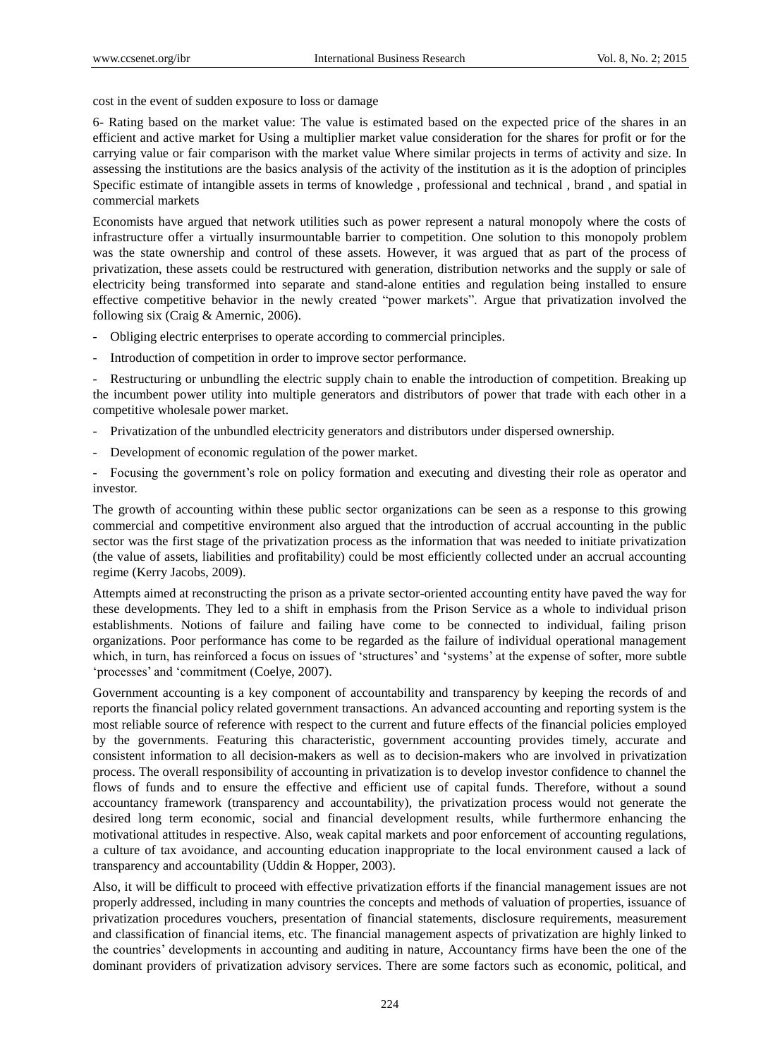cost in the event of sudden exposure to loss or damage

6- Rating based on the market value: The value is estimated based on the expected price of the shares in an efficient and active market for Using a multiplier market value consideration for the shares for profit or for the carrying value or fair comparison with the market value Where similar projects in terms of activity and size. In assessing the institutions are the basics analysis of the activity of the institution as it is the adoption of principles Specific estimate of intangible assets in terms of knowledge , professional and technical , brand , and spatial in commercial markets

Economists have argued that network utilities such as power represent a natural monopoly where the costs of infrastructure offer a virtually insurmountable barrier to competition. One solution to this monopoly problem was the state ownership and control of these assets. However, it was argued that as part of the process of privatization, these assets could be restructured with generation, distribution networks and the supply or sale of electricity being transformed into separate and stand-alone entities and regulation being installed to ensure effective competitive behavior in the newly created "power markets". Argue that privatization involved the following six (Craig & Amernic, 2006).

- Obliging electric enterprises to operate according to commercial principles.
- Introduction of competition in order to improve sector performance.
- Restructuring or unbundling the electric supply chain to enable the introduction of competition. Breaking up the incumbent power utility into multiple generators and distributors of power that trade with each other in a competitive wholesale power market.
- Privatization of the unbundled electricity generators and distributors under dispersed ownership.
- Development of economic regulation of the power market.
- Focusing the government's role on policy formation and executing and divesting their role as operator and investor.

The growth of accounting within these public sector organizations can be seen as a response to this growing commercial and competitive environment also argued that the introduction of accrual accounting in the public sector was the first stage of the privatization process as the information that was needed to initiate privatization (the value of assets, liabilities and profitability) could be most efficiently collected under an accrual accounting regime (Kerry Jacobs, 2009).

Attempts aimed at reconstructing the prison as a private sector-oriented accounting entity have paved the way for these developments. They led to a shift in emphasis from the Prison Service as a whole to individual prison establishments. Notions of failure and failing have come to be connected to individual, failing prison organizations. Poor performance has come to be regarded as the failure of individual operational management which, in turn, has reinforced a focus on issues of 'structures' and 'systems' at the expense of softer, more subtle 'processes' and 'commitment (Coelye, 2007).

Government accounting is a key component of accountability and transparency by keeping the records of and reports the financial policy related government transactions. An advanced accounting and reporting system is the most reliable source of reference with respect to the current and future effects of the financial policies employed by the governments. Featuring this characteristic, government accounting provides timely, accurate and consistent information to all decision-makers as well as to decision-makers who are involved in privatization process. The overall responsibility of accounting in privatization is to develop investor confidence to channel the flows of funds and to ensure the effective and efficient use of capital funds. Therefore, without a sound accountancy framework (transparency and accountability), the privatization process would not generate the desired long term economic, social and financial development results, while furthermore enhancing the motivational attitudes in respective. Also, weak capital markets and poor enforcement of accounting regulations, a culture of tax avoidance, and accounting education inappropriate to the local environment caused a lack of transparency and accountability (Uddin & Hopper, 2003).

Also, it will be difficult to proceed with effective privatization efforts if the financial management issues are not properly addressed, including in many countries the concepts and methods of valuation of properties, issuance of privatization procedures vouchers, presentation of financial statements, disclosure requirements, measurement and classification of financial items, etc. The financial management aspects of privatization are highly linked to the countries' developments in accounting and auditing in nature, Accountancy firms have been the one of the dominant providers of privatization advisory services. There are some factors such as economic, political, and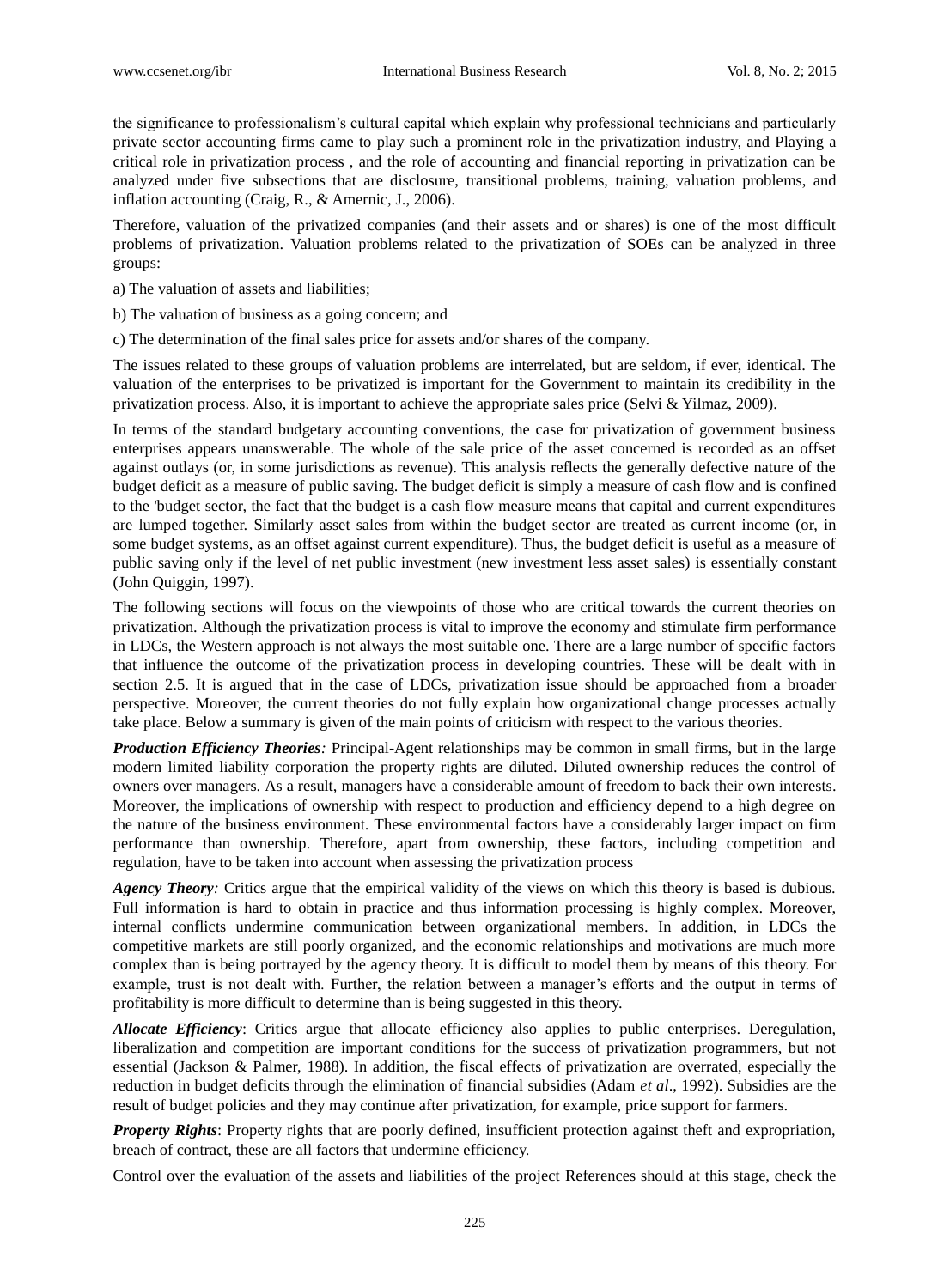the significance to professionalism's cultural capital which explain why professional technicians and particularly private sector accounting firms came to play such a prominent role in the privatization industry, and Playing a critical role in privatization process , and the role of accounting and financial reporting in privatization can be analyzed under five subsections that are disclosure, transitional problems, training, valuation problems, and inflation accounting (Craig, R., & Amernic, J., 2006).

Therefore, valuation of the privatized companies (and their assets and or shares) is one of the most difficult problems of privatization. Valuation problems related to the privatization of SOEs can be analyzed in three groups:

a) The valuation of assets and liabilities;

b) The valuation of business as a going concern; and

c) The determination of the final sales price for assets and/or shares of the company.

The issues related to these groups of valuation problems are interrelated, but are seldom, if ever, identical. The valuation of the enterprises to be privatized is important for the Government to maintain its credibility in the privatization process. Also, it is important to achieve the appropriate sales price (Selvi & Yilmaz, 2009).

In terms of the standard budgetary accounting conventions, the case for privatization of government business enterprises appears unanswerable. The whole of the sale price of the asset concerned is recorded as an offset against outlays (or, in some jurisdictions as revenue). This analysis reflects the generally defective nature of the budget deficit as a measure of public saving. The budget deficit is simply a measure of cash flow and is confined to the 'budget sector, the fact that the budget is a cash flow measure means that capital and current expenditures are lumped together. Similarly asset sales from within the budget sector are treated as current income (or, in some budget systems, as an offset against current expenditure). Thus, the budget deficit is useful as a measure of public saving only if the level of net public investment (new investment less asset sales) is essentially constant (John Quiggin, 1997).

The following sections will focus on the viewpoints of those who are critical towards the current theories on privatization. Although the privatization process is vital to improve the economy and stimulate firm performance in LDCs, the Western approach is not always the most suitable one. There are a large number of specific factors that influence the outcome of the privatization process in developing countries. These will be dealt with in section 2.5. It is argued that in the case of LDCs, privatization issue should be approached from a broader perspective. Moreover, the current theories do not fully explain how organizational change processes actually take place. Below a summary is given of the main points of criticism with respect to the various theories.

***Production Efficiency Theories****:* Principal-Agent relationships may be common in small firms, but in the large modern limited liability corporation the property rights are diluted. Diluted ownership reduces the control of owners over managers. As a result, managers have a considerable amount of freedom to back their own interests. Moreover, the implications of ownership with respect to production and efficiency depend to a high degree on the nature of the business environment. These environmental factors have a considerably larger impact on firm performance than ownership. Therefore, apart from ownership, these factors, including competition and regulation, have to be taken into account when assessing the privatization process

***Agency Theory****:* Critics argue that the empirical validity of the views on which this theory is based is dubious. Full information is hard to obtain in practice and thus information processing is highly complex. Moreover, internal conflicts undermine communication between organizational members. In addition, in LDCs the competitive markets are still poorly organized, and the economic relationships and motivations are much more complex than is being portrayed by the agency theory. It is difficult to model them by means of this theory. For example, trust is not dealt with. Further, the relation between a manager's efforts and the output in terms of profitability is more difficult to determine than is being suggested in this theory.

***Allocate Efficiency***: Critics argue that allocate efficiency also applies to public enterprises. Deregulation, liberalization and competition are important conditions for the success of privatization programmers, but not essential (Jackson & Palmer, 1988). In addition, the fiscal effects of privatization are overrated, especially the reduction in budget deficits through the elimination of financial subsidies (Adam *et al*., 1992). Subsidies are the result of budget policies and they may continue after privatization, for example, price support for farmers.

***Property Rights***: Property rights that are poorly defined, insufficient protection against theft and expropriation, breach of contract, these are all factors that undermine efficiency.

Control over the evaluation of the assets and liabilities of the project References should at this stage, check the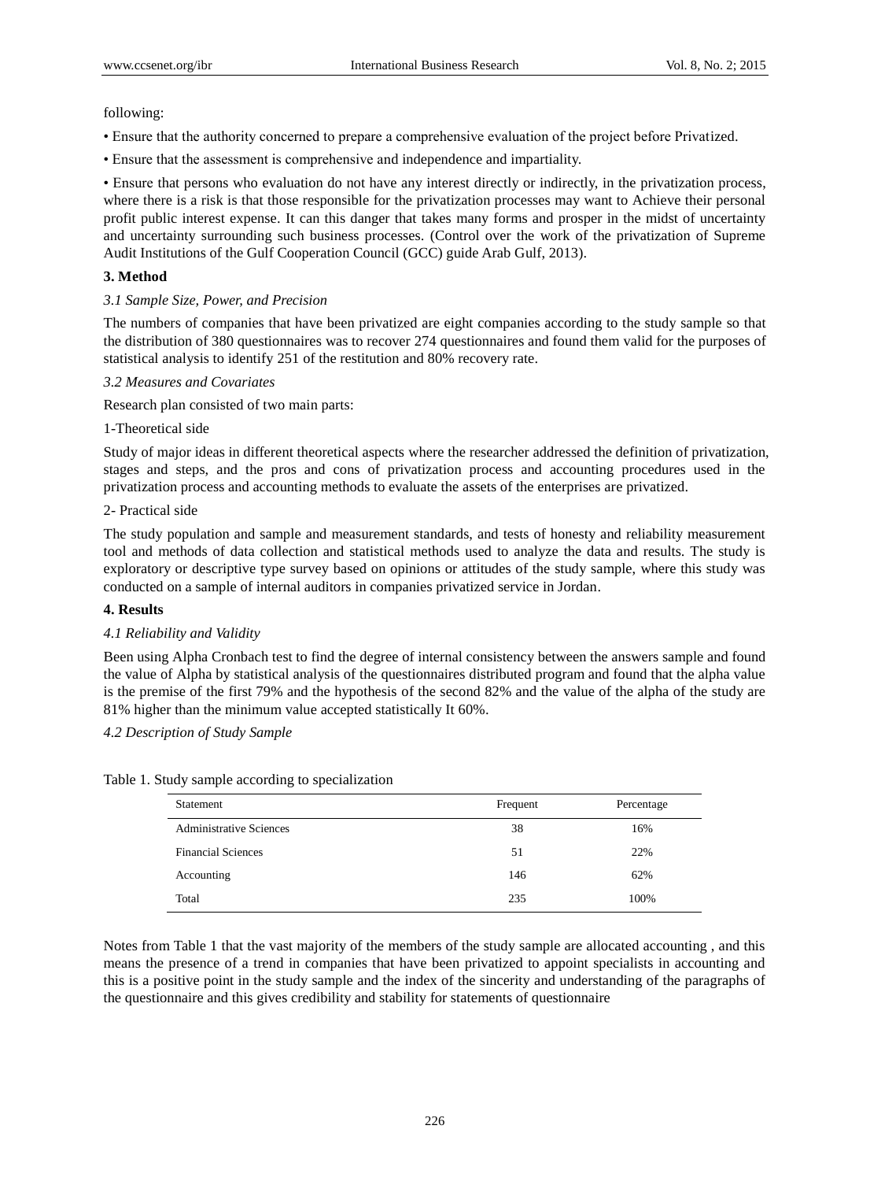following:

• Ensure that the authority concerned to prepare a comprehensive evaluation of the project before Privatized.

• Ensure that the assessment is comprehensive and independence and impartiality.

• Ensure that persons who evaluation do not have any interest directly or indirectly, in the privatization process, where there is a risk is that those responsible for the privatization processes may want to Achieve their personal profit public interest expense. It can this danger that takes many forms and prosper in the midst of uncertainty and uncertainty surrounding such business processes. (Control over the work of the privatization of Supreme Audit Institutions of the Gulf Cooperation Council (GCC) guide Arab Gulf, 2013).

## 3. Method

### *3.1 Sample Size, Power, and Precision*

The numbers of companies that have been privatized are eight companies according to the study sample so that the distribution of 380 questionnaires was to recover 274 questionnaires and found them valid for the purposes of statistical analysis to identify 251 of the restitution and 80% recovery rate.

### *3.2 Measures and Covariates*

Research plan consisted of two main parts:

1-Theoretical side

Study of major ideas in different theoretical aspects where the researcher addressed the definition of privatization, stages and steps, and the pros and cons of privatization process and accounting procedures used in the privatization process and accounting methods to evaluate the assets of the enterprises are privatized.

2- Practical side

The study population and sample and measurement standards, and tests of honesty and reliability measurement tool and methods of data collection and statistical methods used to analyze the data and results. The study is exploratory or descriptive type survey based on opinions or attitudes of the study sample, where this study was conducted on a sample of internal auditors in companies privatized service in Jordan.

## 4. Results

### *4.1 Reliability and Validity*

Been using Alpha Cronbach test to find the degree of internal consistency between the answers sample and found the value of Alpha by statistical analysis of the questionnaires distributed program and found that the alpha value is the premise of the first 79% and the hypothesis of the second 82% and the value of the alpha of the study are 81% higher than the minimum value accepted statistically It 60%.

### *4.2 Description of Study Sample*

Table 1. Study sample according to specialization

| Statement | Frequent | Percentage |
|---|---|---|
| Administrative Sciences | 38 | 16% |
| Financial Sciences | 51 | 22% |
| Accounting | 146 | 62% |
| Total | 235 | 100% |

Notes from Table 1 that the vast majority of the members of the study sample are allocated accounting , and this means the presence of a trend in companies that have been privatized to appoint specialists in accounting and this is a positive point in the study sample and the index of the sincerity and understanding of the paragraphs of the questionnaire and this gives credibility and stability for statements of questionnaire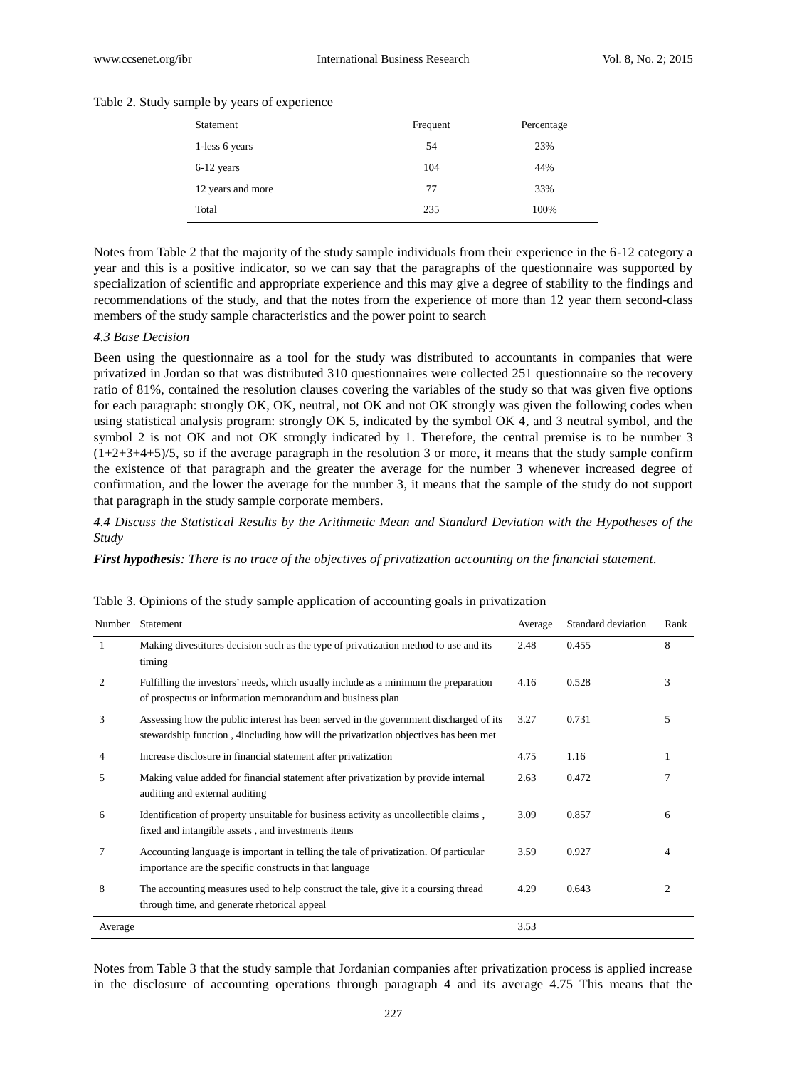Table 2. Study sample by years of experience

| Statement | Frequent | Percentage |
|---|---|---|
| 1-less 6 years | 54 | 23% |
| 6-12 years | 104 | 44% |
| 12 years and more | 77 | 33% |
| Total | 235 | 100% |

Notes from Table 2 that the majority of the study sample individuals from their experience in the 6-12 category a year and this is a positive indicator, so we can say that the paragraphs of the questionnaire was supported by specialization of scientific and appropriate experience and this may give a degree of stability to the findings and recommendations of the study, and that the notes from the experience of more than 12 year them second-class members of the study sample characteristics and the power point to search

### 4.3 Base Decision

Been using the questionnaire as a tool for the study was distributed to accountants in companies that were privatized in Jordan so that was distributed 310 questionnaires were collected 251 questionnaire so the recovery ratio of 81%, contained the resolution clauses covering the variables of the study so that was given five options for each paragraph: strongly OK, OK, neutral, not OK and not OK strongly was given the following codes when using statistical analysis program: strongly OK 5, indicated by the symbol OK 4, and 3 neutral symbol, and the symbol 2 is not OK and not OK strongly indicated by 1. Therefore, the central premise is to be number 3 $(1+2+3+4+5)/5$, so if the average paragraph in the resolution 3 or more, it means that the study sample confirm the existence of that paragraph and the greater the average for the number 3 whenever increased degree of confirmation, and the lower the average for the number 3, it means that the sample of the study do not support that paragraph in the study sample corporate members.

### 4.4 Discuss the Statistical Results by the Arithmetic Mean and Standard Deviation with the Hypotheses of the Study

***First hypothesis**: There is no trace of the objectives of privatization accounting on the financial statement*.

Table 3. Opinions of the study sample application of accounting goals in privatization

| Number | Statement | Average | Standard deviation | Rank |
|---|---|---|---|---|
| 1 | Making divestitures decision such as the type of privatization method to use and its timing | 2.48 | 0.455 | 8 |
| 2 | Fulfilling the investors' needs, which usually include as a minimum the preparation of prospectus or information memorandum and business plan | 4.16 | 0.528 | 3 |
| 3 | Assessing how the public interest has been served in the government discharged of its stewardship function , 4including how will the privatization objectives has been met | 3.27 | 0.731 | 5 |
| 4 | Increase disclosure in financial statement after privatization | 4.75 | 1.16 | 1 |
| 5 | Making value added for financial statement after privatization by provide internal auditing and external auditing | 2.63 | 0.472 | 7 |
| 6 | Identification of property unsuitable for business activity as uncollectible claims , fixed and intangible assets , and investments items | 3.09 | 0.857 | 6 |
| 7 | Accounting language is important in telling the tale of privatization. Of particular importance are the specific constructs in that language | 3.59 | 0.927 | 4 |
| 8 | The accounting measures used to help construct the tale, give it a coursing thread through time, and generate rhetorical appeal | 4.29 | 0.643 | 2 |
| Average | | 3.53 | | |

Notes from Table 3 that the study sample that Jordanian companies after privatization process is applied increase in the disclosure of accounting operations through paragraph 4 and its average 4.75 This means that the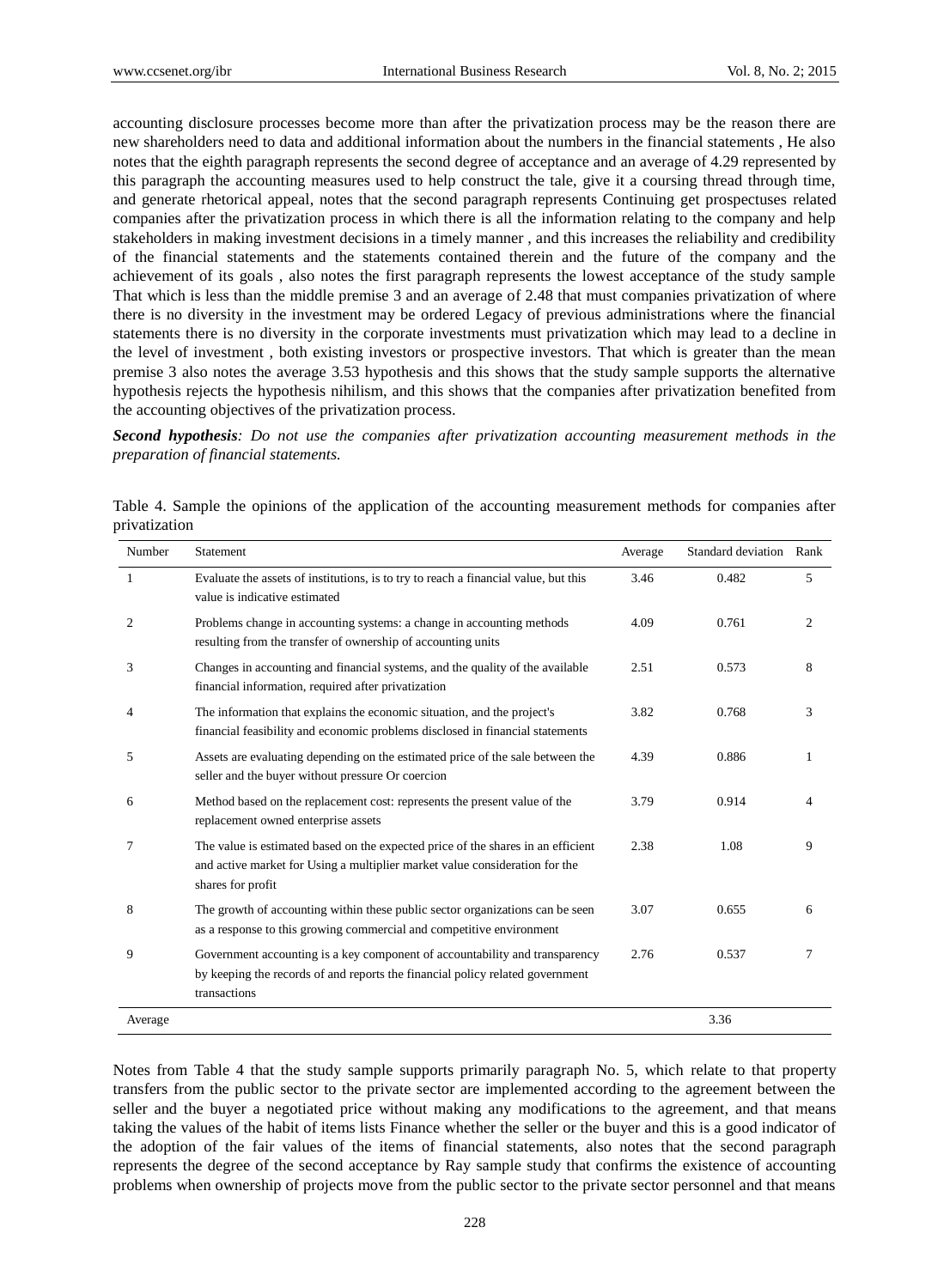accounting disclosure processes become more than after the privatization process may be the reason there are new shareholders need to data and additional information about the numbers in the financial statements , He also notes that the eighth paragraph represents the second degree of acceptance and an average of 4.29 represented by this paragraph the accounting measures used to help construct the tale, give it a coursing thread through time, and generate rhetorical appeal, notes that the second paragraph represents Continuing get prospectuses related companies after the privatization process in which there is all the information relating to the company and help stakeholders in making investment decisions in a timely manner , and this increases the reliability and credibility of the financial statements and the statements contained therein and the future of the company and the achievement of its goals , also notes the first paragraph represents the lowest acceptance of the study sample That which is less than the middle premise 3 and an average of 2.48 that must companies privatization of where there is no diversity in the investment may be ordered Legacy of previous administrations where the financial statements there is no diversity in the corporate investments must privatization which may lead to a decline in the level of investment , both existing investors or prospective investors. That which is greater than the mean premise 3 also notes the average 3.53 hypothesis and this shows that the study sample supports the alternative hypothesis rejects the hypothesis nihilism, and this shows that the companies after privatization benefited from the accounting objectives of the privatization process.

***Second hypothesis****: Do not use the companies after privatization accounting measurement methods in the preparation of financial statements.*

Table 4. Sample the opinions of the application of the accounting measurement methods for companies after privatization

| Number | Statement | Average | Standard deviation | Rank |
|---|---|---|---|---|
| 1 | Evaluate the assets of institutions, is to try to reach a financial value, but this value is indicative estimated | 3.46 | 0.482 | 5 |
| 2 | Problems change in accounting systems: a change in accounting methods resulting from the transfer of ownership of accounting units | 4.09 | 0.761 | 2 |
| 3 | Changes in accounting and financial systems, and the quality of the available financial information, required after privatization | 2.51 | 0.573 | 8 |
| 4 | The information that explains the economic situation, and the project's financial feasibility and economic problems disclosed in financial statements | 3.82 | 0.768 | 3 |
| 5 | Assets are evaluating depending on the estimated price of the sale between the seller and the buyer without pressure Or coercion | 4.39 | 0.886 | 1 |
| 6 | Method based on the replacement cost: represents the present value of the replacement owned enterprise assets | 3.79 | 0.914 | 4 |
| 7 | The value is estimated based on the expected price of the shares in an efficient and active market for Using a multiplier market value consideration for the shares for profit | 2.38 | 1.08 | 9 |
| 8 | The growth of accounting within these public sector organizations can be seen as a response to this growing commercial and competitive environment | 3.07 | 0.655 | 6 |
| 9 | Government accounting is a key component of accountability and transparency by keeping the records of and reports the financial policy related government transactions | 2.76 | 0.537 | 7 |
| Average | | | 3.36 | |

Notes from Table 4 that the study sample supports primarily paragraph No. 5, which relate to that property transfers from the public sector to the private sector are implemented according to the agreement between the seller and the buyer a negotiated price without making any modifications to the agreement, and that means taking the values of the habit of items lists Finance whether the seller or the buyer and this is a good indicator of the adoption of the fair values of the items of financial statements, also notes that the second paragraph represents the degree of the second acceptance by Ray sample study that confirms the existence of accounting problems when ownership of projects move from the public sector to the private sector personnel and that means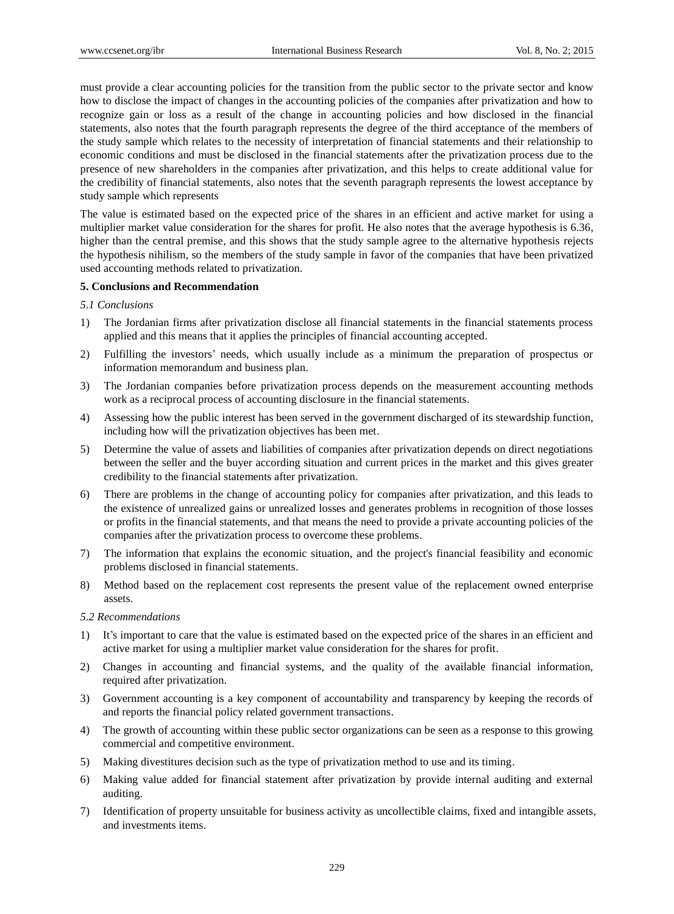must provide a clear accounting policies for the transition from the public sector to the private sector and know how to disclose the impact of changes in the accounting policies of the companies after privatization and how to recognize gain or loss as a result of the change in accounting policies and how disclosed in the financial statements, also notes that the fourth paragraph represents the degree of the third acceptance of the members of the study sample which relates to the necessity of interpretation of financial statements and their relationship to economic conditions and must be disclosed in the financial statements after the privatization process due to the presence of new shareholders in the companies after privatization, and this helps to create additional value for the credibility of financial statements, also notes that the seventh paragraph represents the lowest acceptance by study sample which represents

The value is estimated based on the expected price of the shares in an efficient and active market for using a multiplier market value consideration for the shares for profit. He also notes that the average hypothesis is 6.36, higher than the central premise, and this shows that the study sample agree to the alternative hypothesis rejects the hypothesis nihilism, so the members of the study sample in favor of the companies that have been privatized used accounting methods related to privatization.

## 5. Conclusions and Recommendation

### *5.1 Conclusions*

1) The Jordanian firms after privatization disclose all financial statements in the financial statements process applied and this means that it applies the principles of financial accounting accepted.
2) Fulfilling the investors' needs, which usually include as a minimum the preparation of prospectus or information memorandum and business plan.
3) The Jordanian companies before privatization process depends on the measurement accounting methods work as a reciprocal process of accounting disclosure in the financial statements.
4) Assessing how the public interest has been served in the government discharged of its stewardship function, including how will the privatization objectives has been met.
5) Determine the value of assets and liabilities of companies after privatization depends on direct negotiations between the seller and the buyer according situation and current prices in the market and this gives greater credibility to the financial statements after privatization.
6) There are problems in the change of accounting policy for companies after privatization, and this leads to the existence of unrealized gains or unrealized losses and generates problems in recognition of those losses or profits in the financial statements, and that means the need to provide a private accounting policies of the companies after the privatization process to overcome these problems.
7) The information that explains the economic situation, and the project's financial feasibility and economic problems disclosed in financial statements.
8) Method based on the replacement cost represents the present value of the replacement owned enterprise assets.

### *5.2 Recommendations*

1) It's important to care that the value is estimated based on the expected price of the shares in an efficient and active market for using a multiplier market value consideration for the shares for profit.
2) Changes in accounting and financial systems, and the quality of the available financial information, required after privatization.
3) Government accounting is a key component of accountability and transparency by keeping the records of and reports the financial policy related government transactions.
4) The growth of accounting within these public sector organizations can be seen as a response to this growing commercial and competitive environment.
5) Making divestitures decision such as the type of privatization method to use and its timing.
6) Making value added for financial statement after privatization by provide internal auditing and external auditing.
7) Identification of property unsuitable for business activity as uncollectible claims, fixed and intangible assets, and investments items.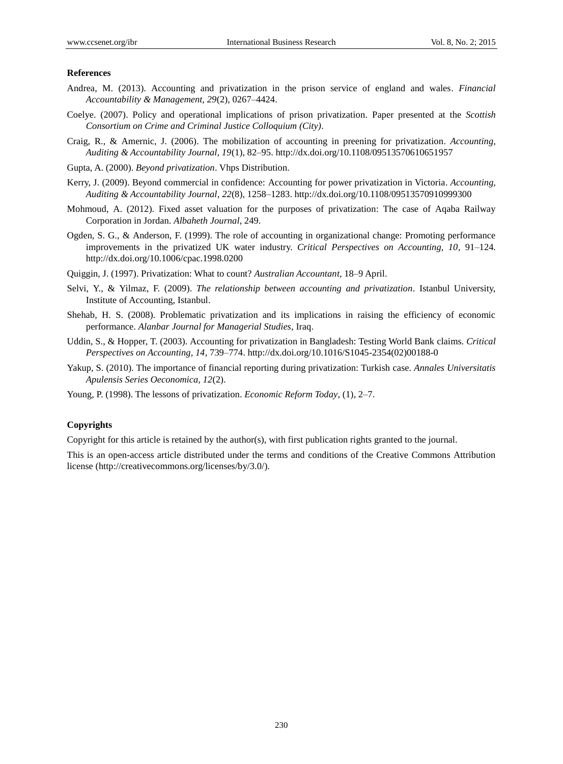### References

Andrea, M. (2013). Accounting and privatization in the prison service of england and wales. *Financial Accountability & Management, 29*(2), 0267–4424.

Coelye. (2007). Policy and operational implications of prison privatization. Paper presented at the *Scottish Consortium on Crime and Criminal Justice Colloquium (City)*.

Craig, R., & Amernic, J. (2006). The mobilization of accounting in preening for privatization. *Accounting, Auditing & Accountability Journal, 19*(1), 82–95. http://dx.doi.org/10.1108/09513570610651957

Gupta, A. (2000). *Beyond privatization*. Vhps Distribution.

Kerry, J. (2009). Beyond commercial in confidence: Accounting for power privatization in Victoria. *Accounting, Auditing & Accountability Journal, 22*(8), 1258–1283. http://dx.doi.org/10.1108/09513570910999300

Mohmoud, A. (2012). Fixed asset valuation for the purposes of privatization: The case of Aqaba Railway Corporation in Jordan. *Albaheth Journal*, 249.

Ogden, S. G., & Anderson, F. (1999). The role of accounting in organizational change: Promoting performance improvements in the privatized UK water industry. *Critical Perspectives on Accounting, 10*, 91–124. http://dx.doi.org/10.1006/cpac.1998.0200

Quiggin, J. (1997). Privatization: What to count? *Australian Accountant*, 18–9 April.

Selvi, Y., & Yilmaz, F. (2009). *The relationship between accounting and privatization*. Istanbul University, Institute of Accounting, Istanbul.

Shehab, H. S. (2008). Problematic privatization and its implications in raising the efficiency of economic performance. *Alanbar Journal for Managerial Studies*, Iraq.

Uddin, S., & Hopper, T. (2003). Accounting for privatization in Bangladesh: Testing World Bank claims. *Critical Perspectives on Accounting, 14*, 739–774. http://dx.doi.org/10.1016/S1045-2354(02)00188-0

Yakup, S. (2010). The importance of financial reporting during privatization: Turkish case. *Annales Universitatis Apulensis Series Oeconomica, 12*(2).

Young, P. (1998). The lessons of privatization. *Economic Reform Today*, (1), 2–7.

### Copyrights

Copyright for this article is retained by the author(s), with first publication rights granted to the journal.

This is an open-access article distributed under the terms and conditions of the Creative Commons Attribution license (http://creativecommons.org/licenses/by/3.0/).